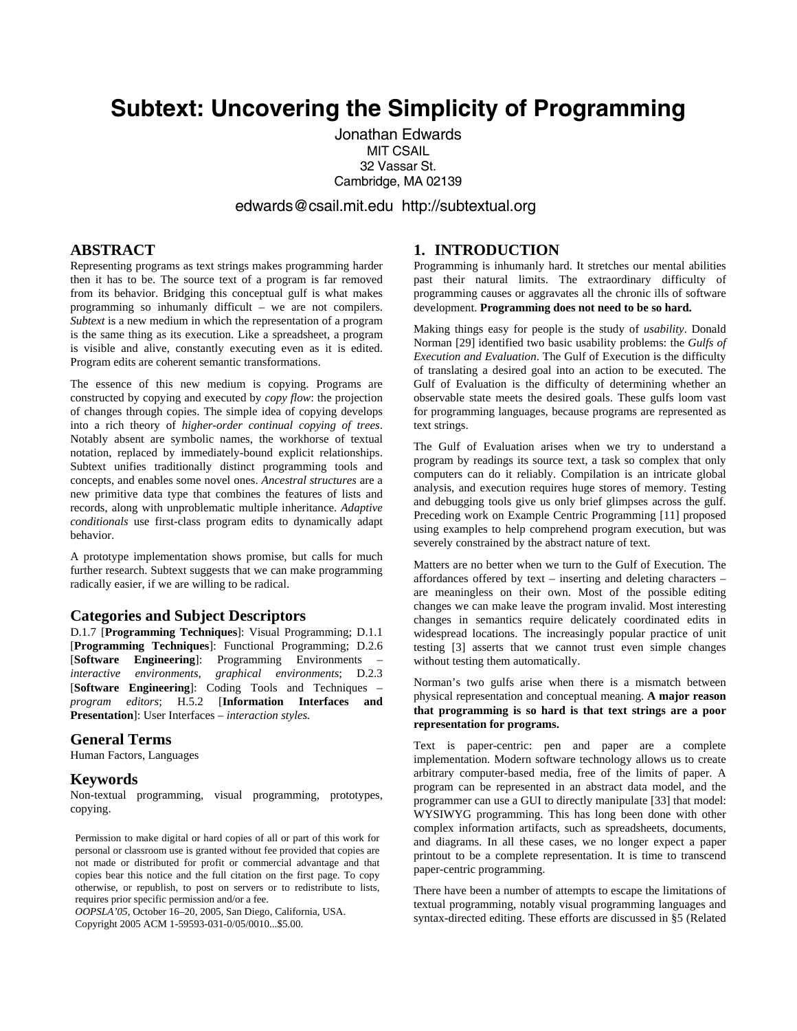# Subtext: Uncovering the Simplicity of Programming

Jonathan Edwards
MIT CSAIL
32 Vassar St.
Cambridge, MA 02139

edwards@csail.mit.edu http://subtextual.org

## ABSTRACT

Representing programs as text strings makes programming harder then it has to be. The source text of a program is far removed from its behavior. Bridging this conceptual gulf is what makes programming so inhumanly difficult – we are not compilers. *Subtext* is a new medium in which the representation of a program is the same thing as its execution. Like a spreadsheet, a program is visible and alive, constantly executing even as it is edited. Program edits are coherent semantic transformations.

The essence of this new medium is copying. Programs are constructed by copying and executed by *copy flow*: the projection of changes through copies. The simple idea of copying develops into a rich theory of *higher-order continual copying of trees*. Notably absent are symbolic names, the workhorse of textual notation, replaced by immediately-bound explicit relationships. Subtext unifies traditionally distinct programming tools and concepts, and enables some novel ones. *Ancestral structures* are a new primitive data type that combines the features of lists and records, along with unproblematic multiple inheritance. *Adaptive conditionals* use first-class program edits to dynamically adapt behavior.

A prototype implementation shows promise, but calls for much further research. Subtext suggests that we can make programming radically easier, if we are willing to be radical.

### Categories and Subject Descriptors

D.1.7 [**Programming Techniques**]: Visual Programming; D.1.1 [**Programming Techniques**]: Functional Programming; D.2.6 [**Software Engineering**]: Programming Environments – *interactive environments, graphical environments*; D.2.3 [**Software Engineering**]: Coding Tools and Techniques – *program editors*; H.5.2 [**Information Interfaces and Presentation**]: User Interfaces – *interaction styles*.

### General Terms

Human Factors, Languages

### Keywords

Non-textual programming, visual programming, prototypes, copying.

Permission to make digital or hard copies of all or part of this work for personal or classroom use is granted without fee provided that copies are not made or distributed for profit or commercial advantage and that copies bear this notice and the full citation on the first page. To copy otherwise, or republish, to post on servers or to redistribute to lists, requires prior specific permission and/or a fee.
*OOPSLA'05*, October 16–20, 2005, San Diego, California, USA.
Copyright 2005 ACM 1-59593-031-0/05/0010...$5.00.

## 1. INTRODUCTION

Programming is inhumanly hard. It stretches our mental abilities past their natural limits. The extraordinary difficulty of programming causes or aggravates all the chronic ills of software development. **Programming does not need to be so hard.**

Making things easy for people is the study of *usability*. Donald Norman [29] identified two basic usability problems: the *Gulfs of Execution and Evaluation*. The Gulf of Execution is the difficulty of translating a desired goal into an action to be executed. The Gulf of Evaluation is the difficulty of determining whether an observable state meets the desired goals. These gulfs loom vast for programming languages, because programs are represented as text strings.

The Gulf of Evaluation arises when we try to understand a program by readings its source text, a task so complex that only computers can do it reliably. Compilation is an intricate global analysis, and execution requires huge stores of memory. Testing and debugging tools give us only brief glimpses across the gulf. Preceding work on Example Centric Programming [11] proposed using examples to help comprehend program execution, but was severely constrained by the abstract nature of text.

Matters are no better when we turn to the Gulf of Execution. The affordances offered by text – inserting and deleting characters – are meaningless on their own. Most of the possible editing changes we can make leave the program invalid. Most interesting changes in semantics require delicately coordinated edits in widespread locations. The increasingly popular practice of unit testing [3] asserts that we cannot trust even simple changes without testing them automatically.

Norman's two gulfs arise when there is a mismatch between physical representation and conceptual meaning. **A major reason that programming is so hard is that text strings are a poor representation for programs.**

Text is paper-centric: pen and paper are a complete implementation. Modern software technology allows us to create arbitrary computer-based media, free of the limits of paper. A program can be represented in an abstract data model, and the programmer can use a GUI to directly manipulate [33] that model: WYSIWYG programming. This has long been done with other complex information artifacts, such as spreadsheets, documents, and diagrams. In all these cases, we no longer expect a paper printout to be a complete representation. It is time to transcend paper-centric programming.

There have been a number of attempts to escape the limitations of textual programming, notably visual programming languages and syntax-directed editing. These efforts are discussed in §5 (Related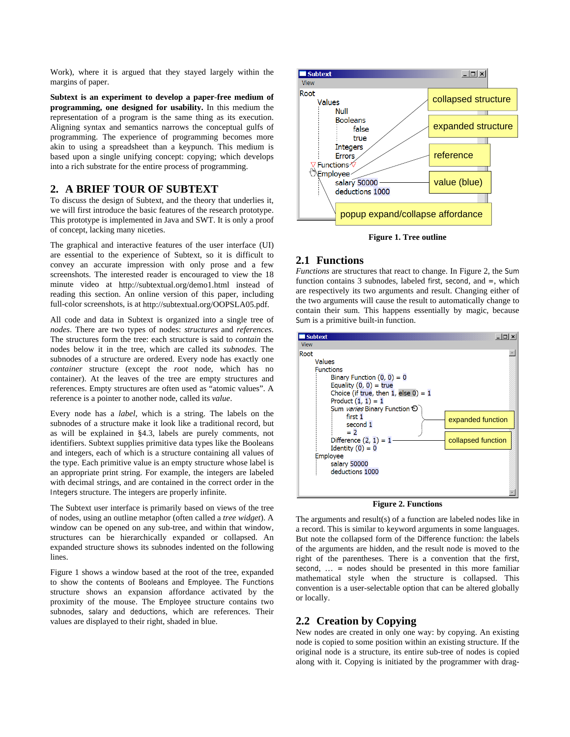Work), where it is argued that they stayed largely within the margins of paper.

**Subtext is an experiment to develop a paper-free medium of programming, one designed for usability.** In this medium the representation of a program is the same thing as its execution. Aligning syntax and semantics narrows the conceptual gulfs of programming. The experience of programming becomes more akin to using a spreadsheet than a keypunch. This medium is based upon a single unifying concept: copying; which develops into a rich substrate for the entire process of programming.

## 2. A BRIEF TOUR OF SUBTEXT

To discuss the design of Subtext, and the theory that underlies it, we will first introduce the basic features of the research prototype. This prototype is implemented in Java and SWT. It is only a proof of concept, lacking many niceties.

The graphical and interactive features of the user interface (UI) are essential to the experience of Subtext, so it is difficult to convey an accurate impression with only prose and a few screenshots. The interested reader is encouraged to view the 18 minute video at http://subtextual.org/demo1.html instead of reading this section. An online version of this paper, including full-color screenshots, is at http://subtextual.org/OOPSLA05.pdf.

All code and data in Subtext is organized into a single tree of *nodes*. There are two types of nodes: *structures* and *references*. The structures form the tree: each structure is said to *contain* the nodes below it in the tree, which are called its *subnodes*. The subnodes of a structure are ordered. Every node has exactly one *container* structure (except the *root* node, which has no container). At the leaves of the tree are empty structures and references. Empty structures are often used as "atomic values". A reference is a pointer to another node, called its *value*.

Every node has a *label*, which is a string. The labels on the subnodes of a structure make it look like a traditional record, but as will be explained in §4.3, labels are purely comments, not identifiers. Subtext supplies primitive data types like the Booleans and integers, each of which is a structure containing all values of the type. Each primitive value is an empty structure whose label is an appropriate print string. For example, the integers are labeled with decimal strings, and are contained in the correct order in the Integers structure. The integers are properly infinite.

The Subtext user interface is primarily based on views of the tree of nodes, using an outline metaphor (often called a *tree widget*). A window can be opened on any sub-tree, and within that window, structures can be hierarchically expanded or collapsed. An expanded structure shows its subnodes indented on the following lines.

Figure 1 shows a window based at the root of the tree, expanded to show the contents of Booleans and Employee. The Functions structure shows an expansion affordance activated by the proximity of the mouse. The Employee structure contains two subnodes, salary and deductions, which are references. Their values are displayed to their right, shaded in blue.

Subtext
View
Root
Values
Null
Booleans
false
true
Integers
Errors
Functions
Employee
salary 50000
deductions 1000
collapsed structure
expanded structure
reference
value (blue)
popup expand/collapse affordance

**Figure 1. Tree outline**

### 2.1 Functions

*Functions* are structures that react to change. In Figure 2, the Sum function contains 3 subnodes, labeled first, second, and =, which are respectively its two arguments and result. Changing either of the two arguments will cause the result to automatically change to contain their sum. This happens essentially by magic, because Sum is a primitive built-in function.

Subtext
View
Root
Values
Functions
Binary Function (0, 0) = 0
Equality (0, 0) = true
Choice (if true, then 1, else 0) = 1
Product (1, 1) = 1
Sum *varies* Binary Function
first 1
second 1
= 2
Difference (2, 1) = 1
Identity (0) = 0
Employee
salary 50000
deductions 1000
expanded function
collapsed function

**Figure 2. Functions**

The arguments and result(s) of a function are labeled nodes like in a record. This is similar to keyword arguments in some languages. But note the collapsed form of the Difference function: the labels of the arguments are hidden, and the result node is moved to the right of the parentheses. There is a convention that the first, second, … = nodes should be presented in this more familiar mathematical style when the structure is collapsed. This convention is a user-selectable option that can be altered globally or locally.

### 2.2 Creation by Copying

New nodes are created in only one way: by copying. An existing node is copied to some position within an existing structure. If the original node is a structure, its entire sub-tree of nodes is copied along with it. Copying is initiated by the programmer with drag-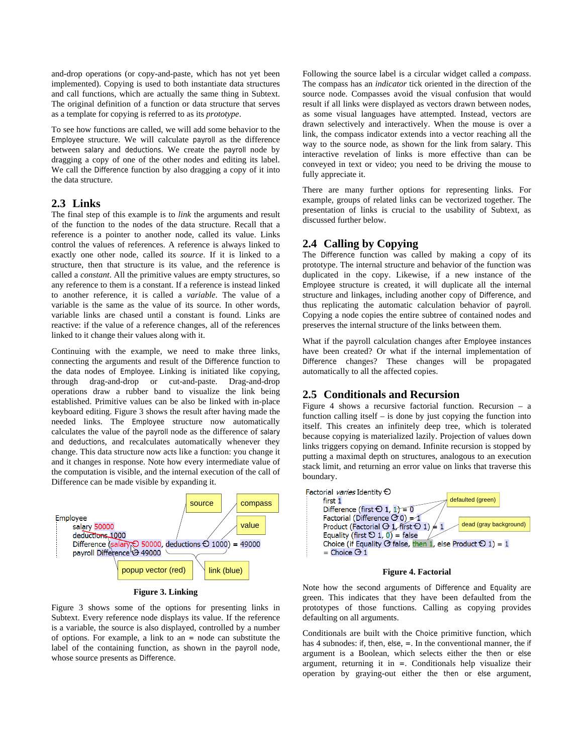and-drop operations (or copy-and-paste, which has not yet been implemented). Copying is used to both instantiate data structures and call functions, which are actually the same thing in Subtext. The original definition of a function or data structure that serves as a template for copying is referred to as its *prototype*.

To see how functions are called, we will add some behavior to the Employee structure. We will calculate payroll as the difference between salary and deductions. We create the payroll node by dragging a copy of one of the other nodes and editing its label. We call the Difference function by also dragging a copy of it into the data structure.

## 2.3 Links

The final step of this example is to *link* the arguments and result of the function to the nodes of the data structure. Recall that a reference is a pointer to another node, called its value. Links control the values of references. A reference is always linked to exactly one other node, called its *source*. If it is linked to a structure, then that structure is its value, and the reference is called a *constant*. All the primitive values are empty structures, so any reference to them is a constant. If a reference is instead linked to another reference, it is called a *variable*. The value of a variable is the same as the value of its source. In other words, variable links are chased until a constant is found. Links are reactive: if the value of a reference changes, all of the references linked to it change their values along with it.

Continuing with the example, we need to make three links, connecting the arguments and result of the Difference function to the data nodes of Employee. Linking is initiated like copying, through drag-and-drop or cut-and-paste. Drag-and-drop operations draw a rubber band to visualize the link being established. Primitive values can be also be linked with in-place keyboard editing. Figure 3 shows the result after having made the needed links. The Employee structure now automatically calculates the value of the payroll node as the difference of salary and deductions, and recalculates automatically whenever they change. This data structure now acts like a function: you change it and it changes in response. Note how every intermediate value of the computation is visible, and the internal execution of the call of Difference can be made visible by expanding it.

source
compass
Employee
salary 50000
deductions 1000
value
Difference (salary 50000, deductions 1000) = 49000
payroll Difference 49000
popup vector (red)
link (blue)

**Figure 3. Linking**

Figure 3 shows some of the options for presenting links in Subtext. Every reference node displays its value. If the reference is a variable, the source is also displayed, controlled by a number of options. For example, a link to an = node can substitute the label of the containing function, as shown in the payroll node, whose source presents as Difference.

Following the source label is a circular widget called a *compass*. The compass has an *indicator* tick oriented in the direction of the source node. Compasses avoid the visual confusion that would result if all links were displayed as vectors drawn between nodes, as some visual languages have attempted. Instead, vectors are drawn selectively and interactively. When the mouse is over a link, the compass indicator extends into a vector reaching all the way to the source node, as shown for the link from salary. This interactive revelation of links is more effective than can be conveyed in text or video; you need to be driving the mouse to fully appreciate it.

There are many further options for representing links. For example, groups of related links can be vectorized together. The presentation of links is crucial to the usability of Subtext, as discussed further below.

## 2.4 Calling by Copying

The Difference function was called by making a copy of its prototype. The internal structure and behavior of the function was duplicated in the copy. Likewise, if a new instance of the Employee structure is created, it will duplicate all the internal structure and linkages, including another copy of Difference, and thus replicating the automatic calculation behavior of payroll. Copying a node copies the entire subtree of contained nodes and preserves the internal structure of the links between them.

What if the payroll calculation changes after Employee instances have been created? Or what if the internal implementation of Difference changes? These changes will be propagated automatically to all the affected copies.

## 2.5 Conditionals and Recursion

Figure 4 shows a recursive factorial function. Recursion – a function calling itself – is done by just copying the function into itself. This creates an infinitely deep tree, which is tolerated because copying is materialized lazily. Projection of values down links triggers copying on demand. Infinite recursion is stopped by putting a maximal depth on structures, analogous to an execution stack limit, and returning an error value on links that traverse this boundary.

Factorial *varies* Identity
first 1
Difference (first 1, 1) = 0
Factorial (Difference 0) = 1
Product (Factorial 1, first 1) = 1
Equality (first 1, 0) = false
Choice (if Equality false, then 1, else Product 1) = 1
= Choice 1
defaulted (green)
dead (gray background)

**Figure 4. Factorial**

Note how the second arguments of Difference and Equality are green. This indicates that they have been defaulted from the prototypes of those functions. Calling as copying provides defaulting on all arguments.

Conditionals are built with the Choice primitive function, which has 4 subnodes: if, then, else, =. In the conventional manner, the if argument is a Boolean, which selects either the then or else argument, returning it in =. Conditionals help visualize their operation by graying-out either the then or else argument,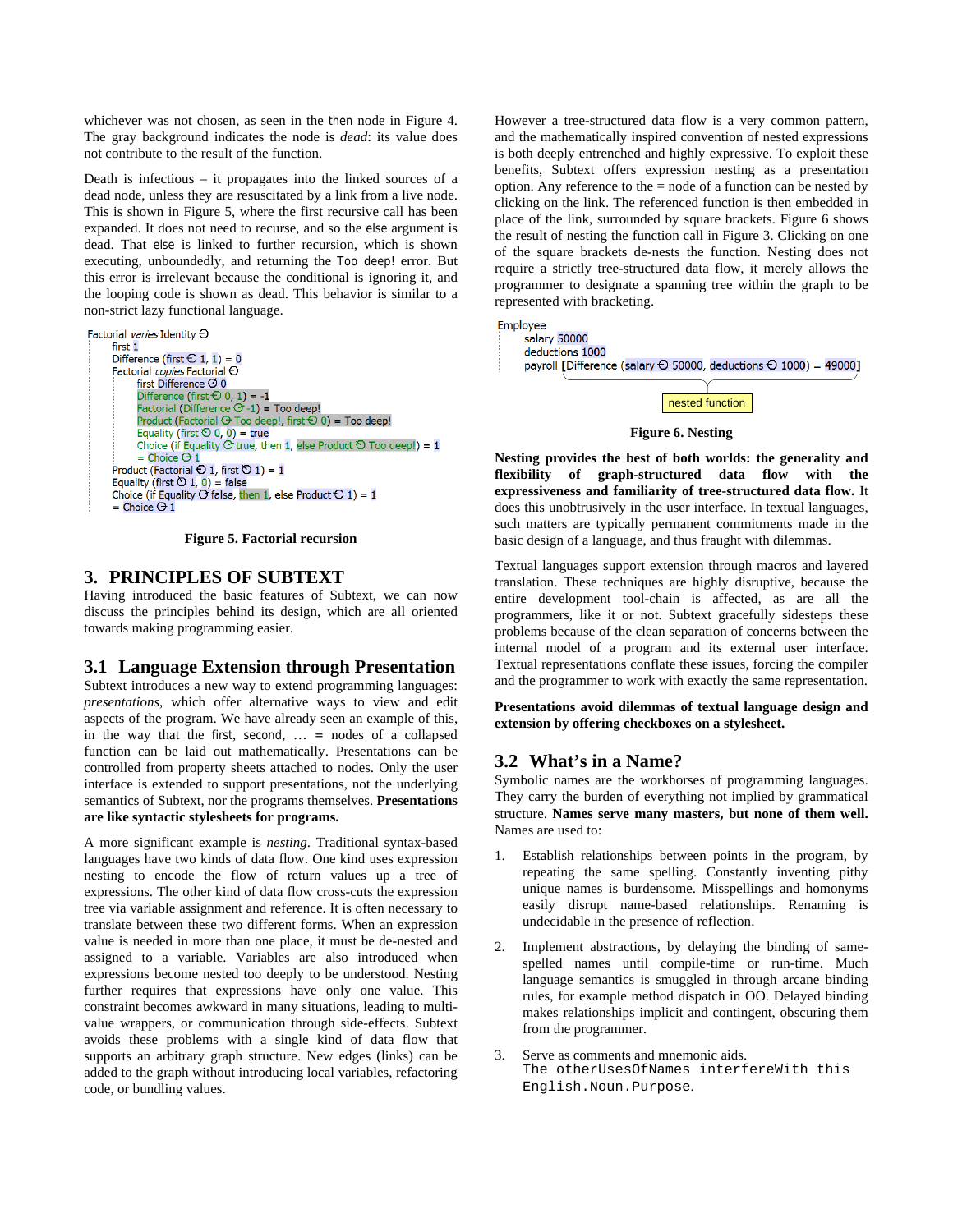whichever was not chosen, as seen in the then node in Figure 4. The gray background indicates the node is *dead*: its value does not contribute to the result of the function.

Death is infectious – it propagates into the linked sources of a dead node, unless they are resuscitated by a link from a live node. This is shown in Figure 5, where the first recursive call has been expanded. It does not need to recurse, and so the else argument is dead. That else is linked to further recursion, which is shown executing, unboundedly, and returning the Too deep! error. But this error is irrelevant because the conditional is ignoring it, and the looping code is shown as dead. This behavior is similar to a non-strict lazy functional language.

```
Factorial varies Identity
  first 1
  Difference (first 1, 1) = 0
  Factorial copies Factorial
    first Difference 0
    Difference (first 0, 1) = -1
    Factorial (Difference -1) = Too deep!
    Product (Factorial Too deep!, first 0) = Too deep!
    Equality (first 0, 0) = true
    Choice (if Equality true, then 1, else Product Too deep!) = 1
    = Choice 1
  Product (Factorial 1, first 1) = 1
  Equality (first 1, 0) = false
  Choice (if Equality false, then 1, else Product 1) = 1
  = Choice 1
```

**Figure 5. Factorial recursion**

## 3. PRINCIPLES OF SUBTEXT

Having introduced the basic features of Subtext, we can now discuss the principles behind its design, which are all oriented towards making programming easier.

### 3.1 Language Extension through Presentation

Subtext introduces a new way to extend programming languages: *presentations*, which offer alternative ways to view and edit aspects of the program. We have already seen an example of this, in the way that the first, second, … = nodes of a collapsed function can be laid out mathematically. Presentations can be controlled from property sheets attached to nodes. Only the user interface is extended to support presentations, not the underlying semantics of Subtext, nor the programs themselves. **Presentations are like syntactic stylesheets for programs.**

A more significant example is *nesting*. Traditional syntax-based languages have two kinds of data flow. One kind uses expression nesting to encode the flow of return values up a tree of expressions. The other kind of data flow cross-cuts the expression tree via variable assignment and reference. It is often necessary to translate between these two different forms. When an expression value is needed in more than one place, it must be de-nested and assigned to a variable. Variables are also introduced when expressions become nested too deeply to be understood. Nesting further requires that expressions have only one value. This constraint becomes awkward in many situations, leading to multi-value wrappers, or communication through side-effects. Subtext avoids these problems with a single kind of data flow that supports an arbitrary graph structure. New edges (links) can be added to the graph without introducing local variables, refactoring code, or bundling values.

However a tree-structured data flow is a very common pattern, and the mathematically inspired convention of nested expressions is both deeply entrenched and highly expressive. To exploit these benefits, Subtext offers expression nesting as a presentation option. Any reference to the = node of a function can be nested by clicking on the link. The referenced function is then embedded in place of the link, surrounded by square brackets. Figure 6 shows the result of nesting the function call in Figure 3. Clicking on one of the square brackets de-nests the function. Nesting does not require a strictly tree-structured data flow, it merely allows the programmer to designate a spanning tree within the graph to be represented with bracketing.

```
Employee
  salary 50000
  deductions 1000
  payroll [Difference (salary 50000, deductions 1000) = 49000]
```

nested function

**Figure 6. Nesting**

**Nesting provides the best of both worlds: the generality and flexibility of graph-structured data flow with the expressiveness and familiarity of tree-structured data flow.** It does this unobtrusively in the user interface. In textual languages, such matters are typically permanent commitments made in the basic design of a language, and thus fraught with dilemmas.

Textual languages support extension through macros and layered translation. These techniques are highly disruptive, because the entire development tool-chain is affected, as are all the programmers, like it or not. Subtext gracefully sidesteps these problems because of the clean separation of concerns between the internal model of a program and its external user interface. Textual representations conflate these issues, forcing the compiler and the programmer to work with exactly the same representation.

**Presentations avoid dilemmas of textual language design and extension by offering checkboxes on a stylesheet.**

### 3.2 What's in a Name?

Symbolic names are the workhorses of programming languages. They carry the burden of everything not implied by grammatical structure. **Names serve many masters, but none of them well.** Names are used to:

1. Establish relationships between points in the program, by repeating the same spelling. Constantly inventing pithy unique names is burdensome. Misspellings and homonyms easily disrupt name-based relationships. Renaming is undecidable in the presence of reflection.
2. Implement abstractions, by delaying the binding of same-spelled names until compile-time or run-time. Much language semantics is smuggled in through arcane binding rules, for example method dispatch in OO. Delayed binding makes relationships implicit and contingent, obscuring them from the programmer.
3. Serve as comments and mnemonic aids.
   `The otherUsesOfNames interfereWith this English.Noun.Purpose.`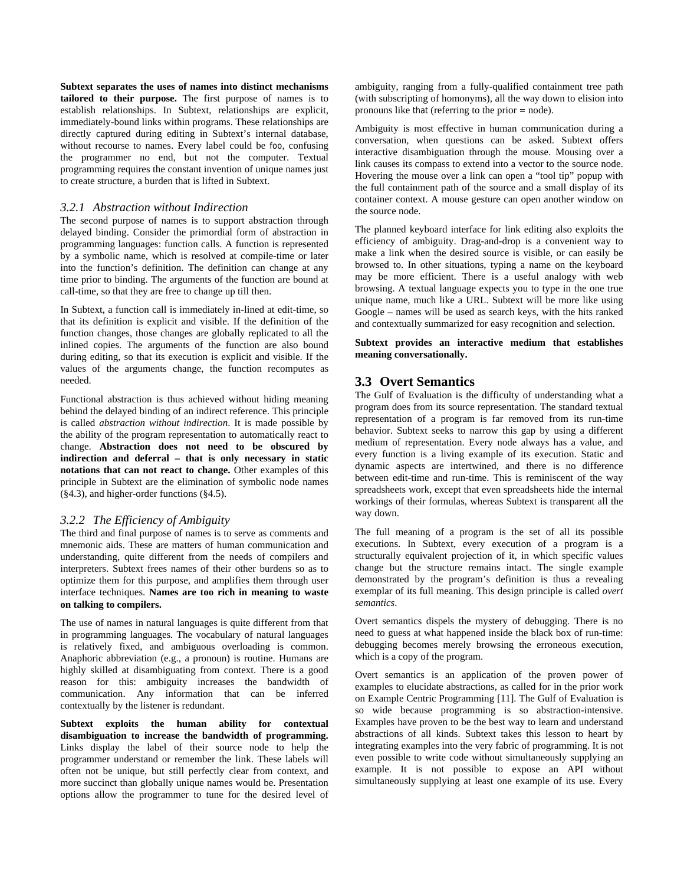**Subtext separates the uses of names into distinct mechanisms tailored to their purpose.** The first purpose of names is to establish relationships. In Subtext, relationships are explicit, immediately-bound links within programs. These relationships are directly captured during editing in Subtext's internal database, without recourse to names. Every label could be `foo`, confusing the programmer no end, but not the computer. Textual programming requires the constant invention of unique names just to create structure, a burden that is lifted in Subtext.

### 3.2.1 Abstraction without Indirection

The second purpose of names is to support abstraction through delayed binding. Consider the primordial form of abstraction in programming languages: function calls. A function is represented by a symbolic name, which is resolved at compile-time or later into the function's definition. The definition can change at any time prior to binding. The arguments of the function are bound at call-time, so that they are free to change up till then.

In Subtext, a function call is immediately in-lined at edit-time, so that its definition is explicit and visible. If the definition of the function changes, those changes are globally replicated to all the inlined copies. The arguments of the function are also bound during editing, so that its execution is explicit and visible. If the values of the arguments change, the function recomputes as needed.

Functional abstraction is thus achieved without hiding meaning behind the delayed binding of an indirect reference. This principle is called *abstraction without indirection*. It is made possible by the ability of the program representation to automatically react to change. **Abstraction does not need to be obscured by indirection and deferral – that is only necessary in static notations that can not react to change.** Other examples of this principle in Subtext are the elimination of symbolic node names (§4.3), and higher-order functions (§4.5).

### 3.2.2 The Efficiency of Ambiguity

The third and final purpose of names is to serve as comments and mnemonic aids. These are matters of human communication and understanding, quite different from the needs of compilers and interpreters. Subtext frees names of their other burdens so as to optimize them for this purpose, and amplifies them through user interface techniques. **Names are too rich in meaning to waste on talking to compilers.**

The use of names in natural languages is quite different from that in programming languages. The vocabulary of natural languages is relatively fixed, and ambiguous overloading is common. Anaphoric abbreviation (e.g., a pronoun) is routine. Humans are highly skilled at disambiguating from context. There is a good reason for this: ambiguity increases the bandwidth of communication. Any information that can be inferred contextually by the listener is redundant.

**Subtext exploits the human ability for contextual disambiguation to increase the bandwidth of programming.** Links display the label of their source node to help the programmer understand or remember the link. These labels will often not be unique, but still perfectly clear from context, and more succinct than globally unique names would be. Presentation options allow the programmer to tune for the desired level of ambiguity, ranging from a fully-qualified containment tree path (with subscripting of homonyms), all the way down to elision into pronouns like `that` (referring to the prior `=` node).

Ambiguity is most effective in human communication during a conversation, when questions can be asked. Subtext offers interactive disambiguation through the mouse. Mousing over a link causes its compass to extend into a vector to the source node. Hovering the mouse over a link can open a "tool tip" popup with the full containment path of the source and a small display of its container context. A mouse gesture can open another window on the source node.

The planned keyboard interface for link editing also exploits the efficiency of ambiguity. Drag-and-drop is a convenient way to make a link when the desired source is visible, or can easily be browsed to. In other situations, typing a name on the keyboard may be more efficient. There is a useful analogy with web browsing. A textual language expects you to type in the one true unique name, much like a URL. Subtext will be more like using Google – names will be used as search keys, with the hits ranked and contextually summarized for easy recognition and selection.

**Subtext provides an interactive medium that establishes meaning conversationally.**

## 3.3 Overt Semantics

The Gulf of Evaluation is the difficulty of understanding what a program does from its source representation. The standard textual representation of a program is far removed from its run-time behavior. Subtext seeks to narrow this gap by using a different medium of representation. Every node always has a value, and every function is a living example of its execution. Static and dynamic aspects are intertwined, and there is no difference between edit-time and run-time. This is reminiscent of the way spreadsheets work, except that even spreadsheets hide the internal workings of their formulas, whereas Subtext is transparent all the way down.

The full meaning of a program is the set of all its possible executions. In Subtext, every execution of a program is a structurally equivalent projection of it, in which specific values change but the structure remains intact. The single example demonstrated by the program's definition is thus a revealing exemplar of its full meaning. This design principle is called *overt semantics*.

Overt semantics dispels the mystery of debugging. There is no need to guess at what happened inside the black box of run-time: debugging becomes merely browsing the erroneous execution, which is a copy of the program.

Overt semantics is an application of the proven power of examples to elucidate abstractions, as called for in the prior work on Example Centric Programming [11]. The Gulf of Evaluation is so wide because programming is so abstraction-intensive. Examples have proven to be the best way to learn and understand abstractions of all kinds. Subtext takes this lesson to heart by integrating examples into the very fabric of programming. It is not even possible to write code without simultaneously supplying an example. It is not possible to expose an API without simultaneously supplying at least one example of its use. Every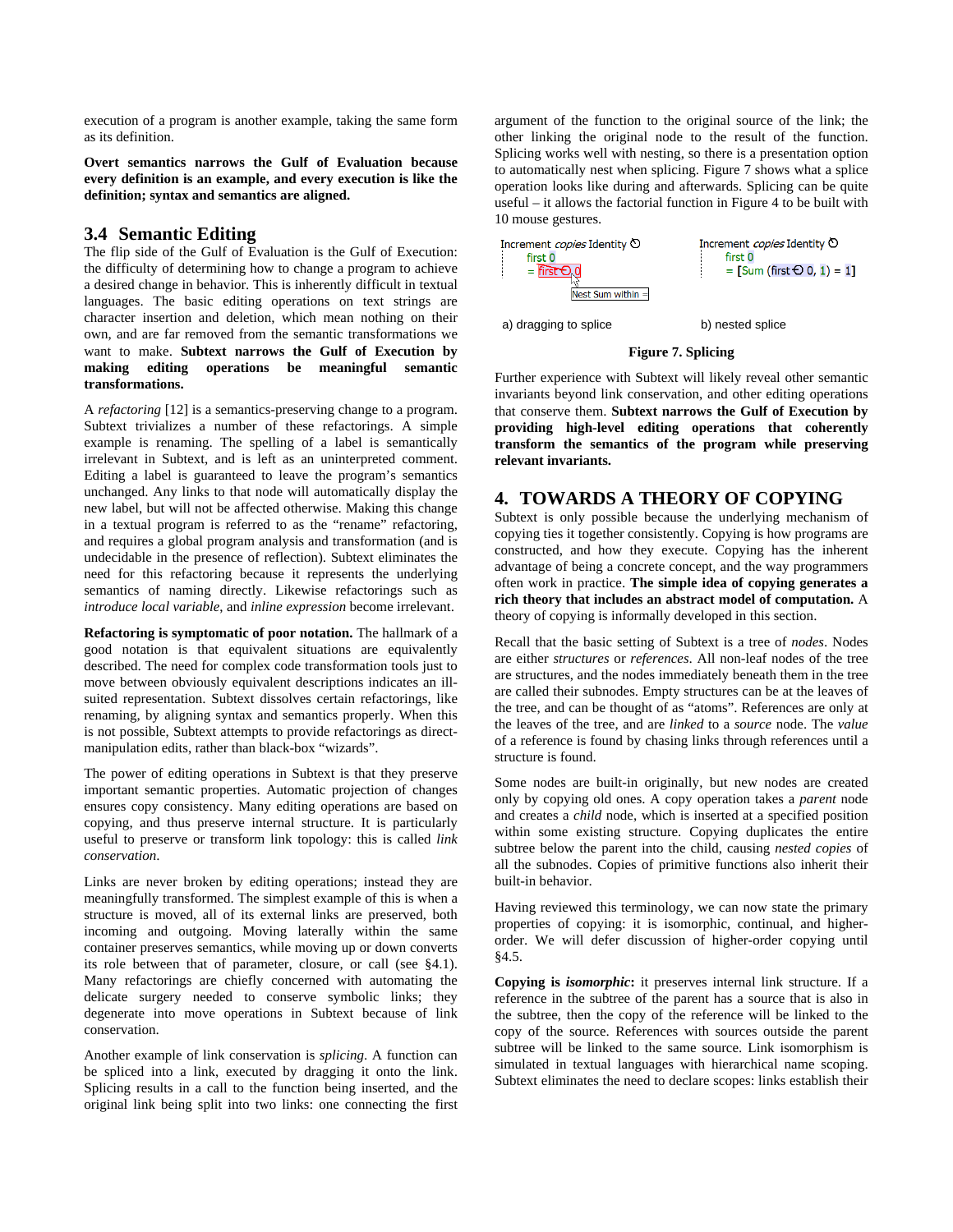execution of a program is another example, taking the same form as its definition.

**Overt semantics narrows the Gulf of Evaluation because every definition is an example, and every execution is like the definition; syntax and semantics are aligned.**

## 3.4 Semantic Editing

The flip side of the Gulf of Evaluation is the Gulf of Execution: the difficulty of determining how to change a program to achieve a desired change in behavior. This is inherently difficult in textual languages. The basic editing operations on text strings are character insertion and deletion, which mean nothing on their own, and are far removed from the semantic transformations we want to make. **Subtext narrows the Gulf of Execution by making editing operations be meaningful semantic transformations.**

A *refactoring* [12] is a semantics-preserving change to a program. Subtext trivializes a number of these refactorings. A simple example is renaming. The spelling of a label is semantically irrelevant in Subtext, and is left as an uninterpreted comment. Editing a label is guaranteed to leave the program's semantics unchanged. Any links to that node will automatically display the new label, but will not be affected otherwise. Making this change in a textual program is referred to as the "rename" refactoring, and requires a global program analysis and transformation (and is undecidable in the presence of reflection). Subtext eliminates the need for this refactoring because it represents the underlying semantics of naming directly. Likewise refactorings such as *introduce local variable*, and *inline expression* become irrelevant.

**Refactoring is symptomatic of poor notation.** The hallmark of a good notation is that equivalent situations are equivalently described. The need for complex code transformation tools just to move between obviously equivalent descriptions indicates an ill-suited representation. Subtext dissolves certain refactorings, like renaming, by aligning syntax and semantics properly. When this is not possible, Subtext attempts to provide refactorings as direct-manipulation edits, rather than black-box "wizards".

The power of editing operations in Subtext is that they preserve important semantic properties. Automatic projection of changes ensures copy consistency. Many editing operations are based on copying, and thus preserve internal structure. It is particularly useful to preserve or transform link topology: this is called *link conservation*.

Links are never broken by editing operations; instead they are meaningfully transformed. The simplest example of this is when a structure is moved, all of its external links are preserved, both incoming and outgoing. Moving laterally within the same container preserves semantics, while moving up or down converts its role between that of parameter, closure, or call (see §4.1). Many refactorings are chiefly concerned with automating the delicate surgery needed to conserve symbolic links; they degenerate into move operations in Subtext because of link conservation.

Another example of link conservation is *splicing*. A function can be spliced into a link, executed by dragging it onto the link. Splicing results in a call to the function being inserted, and the original link being split into two links: one connecting the first argument of the function to the original source of the link; the other linking the original node to the result of the function. Splicing works well with nesting, so there is a presentation option to automatically nest when splicing. Figure 7 shows what a splice operation looks like during and afterwards. Splicing can be quite useful – it allows the factorial function in Figure 4 to be built with 10 mouse gestures.

a) dragging to splice    b) nested splice

**Figure 7. Splicing**

Further experience with Subtext will likely reveal other semantic invariants beyond link conservation, and other editing operations that conserve them. **Subtext narrows the Gulf of Execution by providing high-level editing operations that coherently transform the semantics of the program while preserving relevant invariants.**

# 4. TOWARDS A THEORY OF COPYING

Subtext is only possible because the underlying mechanism of copying ties it together consistently. Copying is how programs are constructed, and how they execute. Copying has the inherent advantage of being a concrete concept, and the way programmers often work in practice. **The simple idea of copying generates a rich theory that includes an abstract model of computation.** A theory of copying is informally developed in this section.

Recall that the basic setting of Subtext is a tree of *nodes*. Nodes are either *structures* or *references*. All non-leaf nodes of the tree are structures, and the nodes immediately beneath them in the tree are called their subnodes. Empty structures can be at the leaves of the tree, and can be thought of as "atoms". References are only at the leaves of the tree, and are *linked* to a *source* node. The *value* of a reference is found by chasing links through references until a structure is found.

Some nodes are built-in originally, but new nodes are created only by copying old ones. A copy operation takes a *parent* node and creates a *child* node, which is inserted at a specified position within some existing structure. Copying duplicates the entire subtree below the parent into the child, causing *nested copies* of all the subnodes. Copies of primitive functions also inherit their built-in behavior.

Having reviewed this terminology, we can now state the primary properties of copying: it is isomorphic, continual, and higher-order. We will defer discussion of higher-order copying until §4.5.

**Copying is *isomorphic*:** it preserves internal link structure. If a reference in the subtree of the parent has a source that is also in the subtree, then the copy of the reference will be linked to the copy of the source. References with sources outside the parent subtree will be linked to the same source. Link isomorphism is simulated in textual languages with hierarchical name scoping. Subtext eliminates the need to declare scopes: links establish their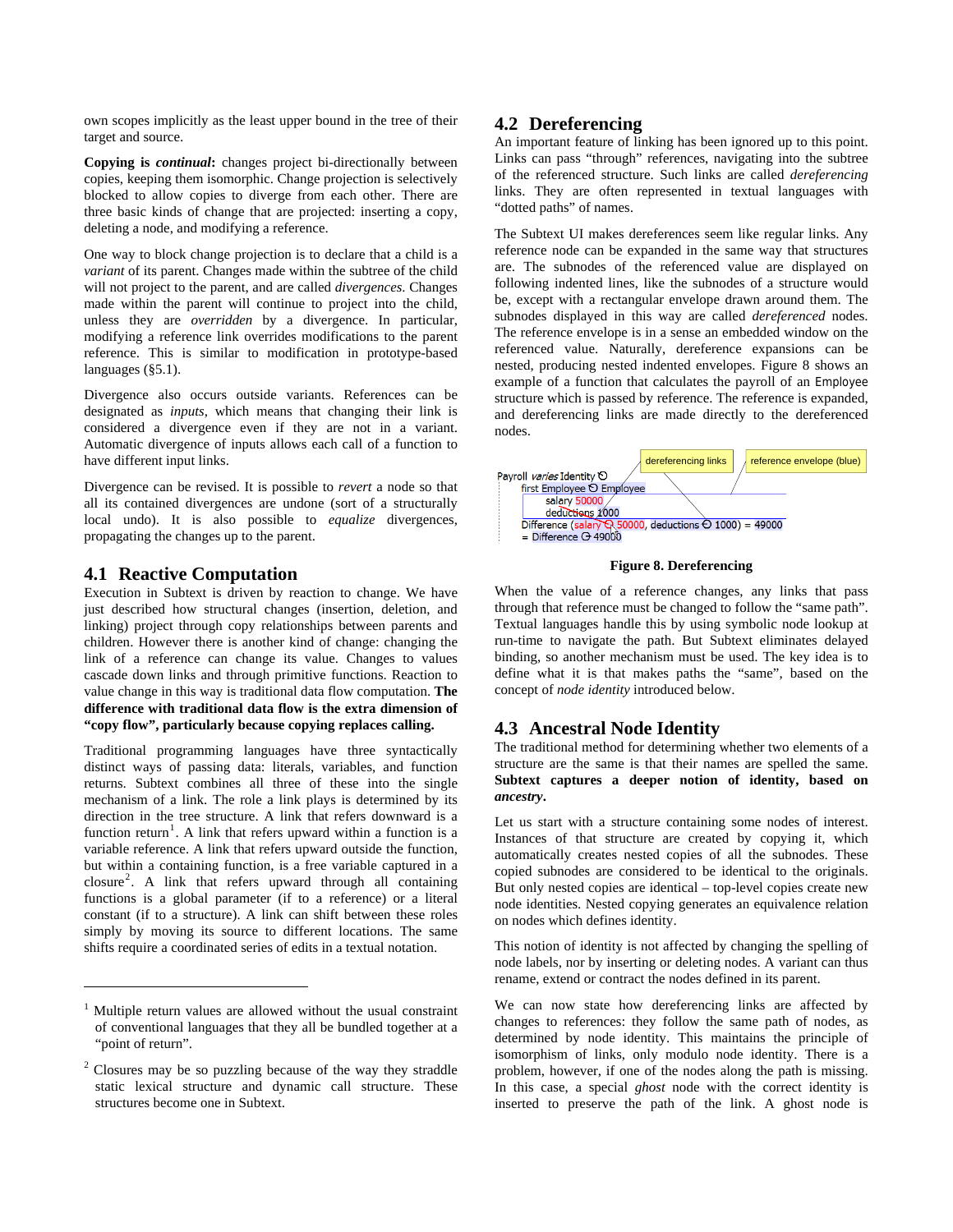own scopes implicitly as the least upper bound in the tree of their target and source.

**Copying is *continual*:** changes project bi-directionally between copies, keeping them isomorphic. Change projection is selectively blocked to allow copies to diverge from each other. There are three basic kinds of change that are projected: inserting a copy, deleting a node, and modifying a reference.

One way to block change projection is to declare that a child is a *variant* of its parent. Changes made within the subtree of the child will not project to the parent, and are called *divergences*. Changes made within the parent will continue to project into the child, unless they are *overridden* by a divergence. In particular, modifying a reference link overrides modifications to the parent reference. This is similar to modification in prototype-based languages (§5.1).

Divergence also occurs outside variants. References can be designated as *inputs*, which means that changing their link is considered a divergence even if they are not in a variant. Automatic divergence of inputs allows each call of a function to have different input links.

Divergence can be revised. It is possible to *revert* a node so that all its contained divergences are undone (sort of a structurally local undo). It is also possible to *equalize* divergences, propagating the changes up to the parent.

## 4.1 Reactive Computation

Execution in Subtext is driven by reaction to change. We have just described how structural changes (insertion, deletion, and linking) project through copy relationships between parents and children. However there is another kind of change: changing the link of a reference can change its value. Changes to values cascade down links and through primitive functions. Reaction to value change in this way is traditional data flow computation. **The difference with traditional data flow is the extra dimension of "copy flow", particularly because copying replaces calling.**

Traditional programming languages have three syntactically distinct ways of passing data: literals, variables, and function returns. Subtext combines all three of these into the single mechanism of a link. The role a link plays is determined by its direction in the tree structure. A link that refers downward is a function return[1]. A link that refers upward within a function is a variable reference. A link that refers upward outside the function, but within a containing function, is a free variable captured in a closure[2]. A link that refers upward through all containing functions is a global parameter (if to a reference) or a literal constant (if to a structure). A link can shift between these roles simply by moving its source to different locations. The same shifts require a coordinated series of edits in a textual notation.

[1] Multiple return values are allowed without the usual constraint of conventional languages that they all be bundled together at a "point of return".

[2] Closures may be so puzzling because of the way they straddle static lexical structure and dynamic call structure. These structures become one in Subtext.

## 4.2 Dereferencing

An important feature of linking has been ignored up to this point. Links can pass "through" references, navigating into the subtree of the referenced structure. Such links are called *dereferencing* links. They are often represented in textual languages with "dotted paths" of names.

The Subtext UI makes dereferences seem like regular links. Any reference node can be expanded in the same way that structures are. The subnodes of the referenced value are displayed on following indented lines, like the subnodes of a structure would be, except with a rectangular envelope drawn around them. The subnodes displayed in this way are called *dereferenced* nodes. The reference envelope is in a sense an embedded window on the referenced value. Naturally, dereference expansions can be nested, producing nested indented envelopes. Figure 8 shows an example of a function that calculates the payroll of an Employee structure which is passed by reference. The reference is expanded, and dereferencing links are made directly to the dereferenced nodes.

```
Payroll varies Identity
   first Employee  Employee
      salary 50000
      deductions 1000
   Difference (salary  50000, deductions  1000) = 49000
   = Difference  49000
```

(Figure labels: dereferencing links; reference envelope (blue))

**Figure 8. Dereferencing**

When the value of a reference changes, any links that pass through that reference must be changed to follow the "same path". Textual languages handle this by using symbolic node lookup at run-time to navigate the path. But Subtext eliminates delayed binding, so another mechanism must be used. The key idea is to define what it is that makes paths the "same", based on the concept of *node identity* introduced below.

## 4.3 Ancestral Node Identity

The traditional method for determining whether two elements of a structure are the same is that their names are spelled the same. **Subtext captures a deeper notion of identity, based on *ancestry*.**

Let us start with a structure containing some nodes of interest. Instances of that structure are created by copying it, which automatically creates nested copies of all the subnodes. These copied subnodes are considered to be identical to the originals. But only nested copies are identical – top-level copies create new node identities. Nested copying generates an equivalence relation on nodes which defines identity.

This notion of identity is not affected by changing the spelling of node labels, nor by inserting or deleting nodes. A variant can thus rename, extend or contract the nodes defined in its parent.

We can now state how dereferencing links are affected by changes to references: they follow the same path of nodes, as determined by node identity. This maintains the principle of isomorphism of links, only modulo node identity. There is a problem, however, if one of the nodes along the path is missing. In this case, a special *ghost* node with the correct identity is inserted to preserve the path of the link. A ghost node is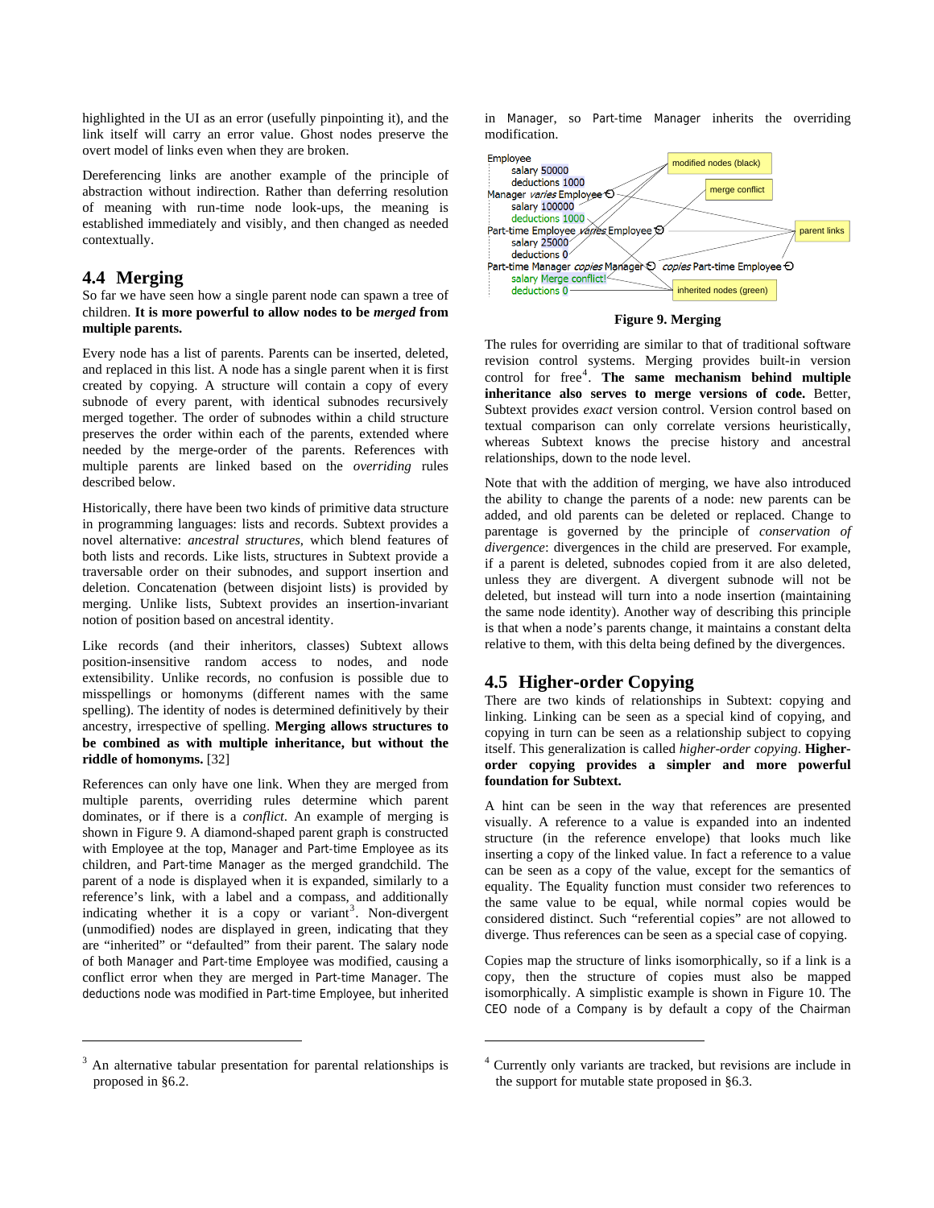highlighted in the UI as an error (usefully pinpointing it), and the link itself will carry an error value. Ghost nodes preserve the overt model of links even when they are broken.

Dereferencing links are another example of the principle of abstraction without indirection. Rather than deferring resolution of meaning with run-time node look-ups, the meaning is established immediately and visibly, and then changed as needed contextually.

## 4.4 Merging

So far we have seen how a single parent node can spawn a tree of children. **It is more powerful to allow nodes to be *merged* from multiple parents.**

Every node has a list of parents. Parents can be inserted, deleted, and replaced in this list. A node has a single parent when it is first created by copying. A structure will contain a copy of every subnode of every parent, with identical subnodes recursively merged together. The order of subnodes within a child structure preserves the order within each of the parents, extended where needed by the merge-order of the parents. References with multiple parents are linked based on the *overriding* rules described below.

Historically, there have been two kinds of primitive data structure in programming languages: lists and records. Subtext provides a novel alternative: *ancestral structures*, which blend features of both lists and records. Like lists, structures in Subtext provide a traversable order on their subnodes, and support insertion and deletion. Concatenation (between disjoint lists) is provided by merging. Unlike lists, Subtext provides an insertion-invariant notion of position based on ancestral identity.

Like records (and their inheritors, classes) Subtext allows position-insensitive random access to nodes, and node extensibility. Unlike records, no confusion is possible due to misspellings or homonyms (different names with the same spelling). The identity of nodes is determined definitively by their ancestry, irrespective of spelling. **Merging allows structures to be combined as with multiple inheritance, but without the riddle of homonyms.** [32]

References can only have one link. When they are merged from multiple parents, overriding rules determine which parent dominates, or if there is a *conflict*. An example of merging is shown in Figure 9. A diamond-shaped parent graph is constructed with Employee at the top, Manager and Part-time Employee as its children, and Part-time Manager as the merged grandchild. The parent of a node is displayed when it is expanded, similarly to a reference's link, with a label and a compass, and additionally indicating whether it is a copy or variant[3]. Non-divergent (unmodified) nodes are displayed in green, indicating that they are "inherited" or "defaulted" from their parent. The salary node of both Manager and Part-time Employee was modified, causing a conflict error when they are merged in Part-time Manager. The deductions node was modified in Part-time Employee, but inherited in Manager, so Part-time Manager inherits the overriding modification.

Employee
salary 50000
deductions 1000
Manager *varies* Employee
salary 100000
deductions 1000
Part-time Employee *varies* Employee
salary 25000
deductions 0
Part-time Manager *copies* Manager *copies* Part-time Employee
salary Merge conflict!
deductions 0
modified nodes (black)
merge conflict
parent links
inherited nodes (green)

**Figure 9. Merging**

The rules for overriding are similar to that of traditional software revision control systems. Merging provides built-in version control for free[4]. **The same mechanism behind multiple inheritance also serves to merge versions of code.** Better, Subtext provides *exact* version control. Version control based on textual comparison can only correlate versions heuristically, whereas Subtext knows the precise history and ancestral relationships, down to the node level.

Note that with the addition of merging, we have also introduced the ability to change the parents of a node: new parents can be added, and old parents can be deleted or replaced. Change to parentage is governed by the principle of *conservation of divergence*: divergences in the child are preserved. For example, if a parent is deleted, subnodes copied from it are also deleted, unless they are divergent. A divergent subnode will not be deleted, but instead will turn into a node insertion (maintaining the same node identity). Another way of describing this principle is that when a node's parents change, it maintains a constant delta relative to them, with this delta being defined by the divergences.

## 4.5 Higher-order Copying

There are two kinds of relationships in Subtext: copying and linking. Linking can be seen as a special kind of copying, and copying in turn can be seen as a relationship subject to copying itself. This generalization is called *higher-order copying*. **Higher-order copying provides a simpler and more powerful foundation for Subtext.**

A hint can be seen in the way that references are presented visually. A reference to a value is expanded into an indented structure (in the reference envelope) that looks much like inserting a copy of the linked value. In fact a reference to a value can be seen as a copy of the value, except for the semantics of equality. The Equality function must consider two references to the same value to be equal, while normal copies would be considered distinct. Such "referential copies" are not allowed to diverge. Thus references can be seen as a special case of copying.

Copies map the structure of links isomorphically, so if a link is a copy, then the structure of copies must also be mapped isomorphically. A simplistic example is shown in Figure 10. The CEO node of a Company is by default a copy of the Chairman

---

[3] An alternative tabular presentation for parental relationships is proposed in §6.2.

[4] Currently only variants are tracked, but revisions are include in the support for mutable state proposed in §6.3.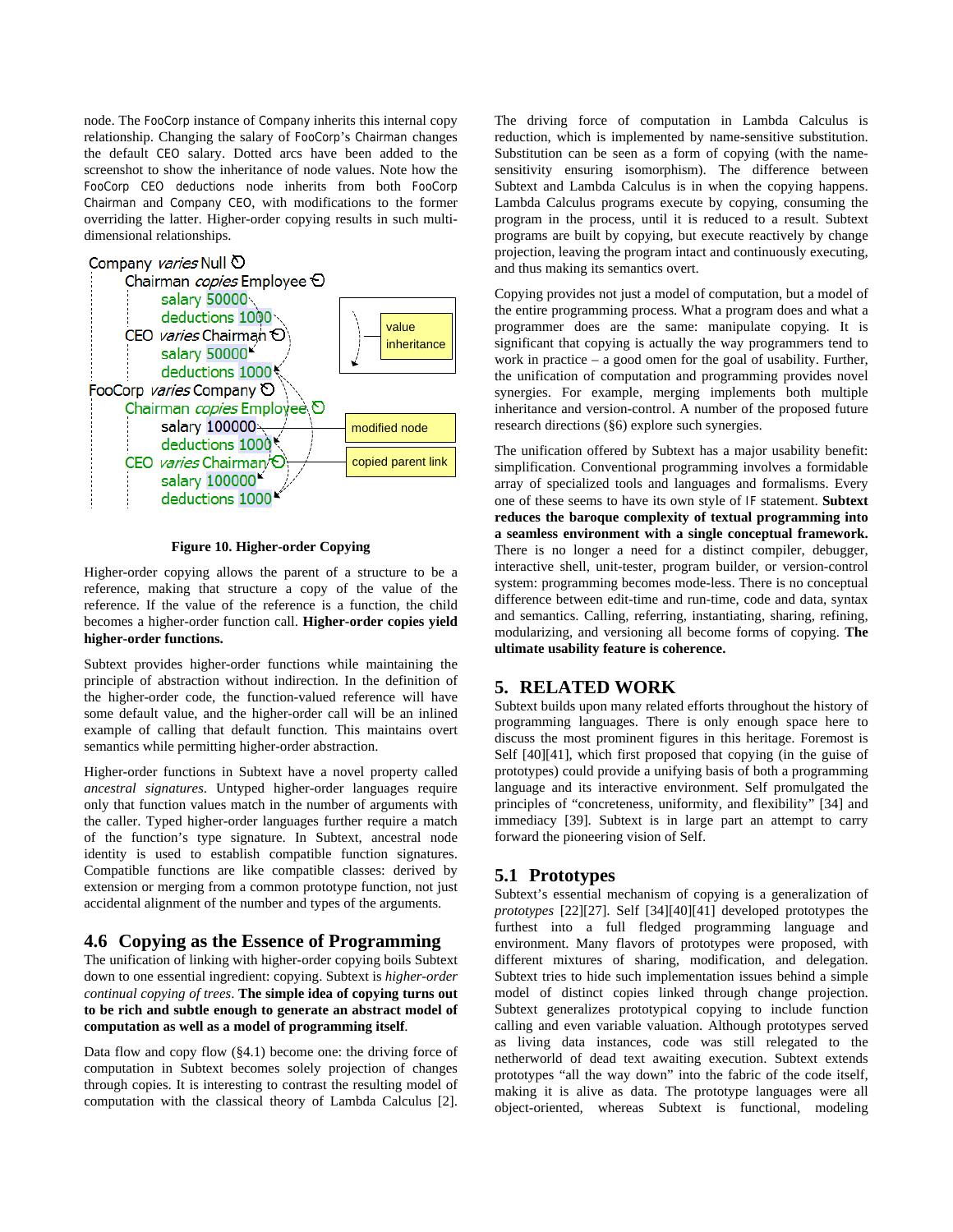node. The FooCorp instance of Company inherits this internal copy relationship. Changing the salary of FooCorp's Chairman changes the default CEO salary. Dotted arcs have been added to the screenshot to show the inheritance of node values. Note how the FooCorp CEO deductions node inherits from both FooCorp Chairman and Company CEO, with modifications to the former overriding the latter. Higher-order copying results in such multi-dimensional relationships.

```
Company varies Null
    Chairman copies Employee
        salary 50000
        deductions 1000
    CEO varies Chairman
        salary 50000
        deductions 1000
FooCorp varies Company
    Chairman copies Employee
        salary 100000
        deductions 1000
    CEO varies Chairman
        salary 100000
        deductions 1000
```

value inheritance

modified node

copied parent link

**Figure 10. Higher-order Copying**

Higher-order copying allows the parent of a structure to be a reference, making that structure a copy of the value of the reference. If the value of the reference is a function, the child becomes a higher-order function call. **Higher-order copies yield higher-order functions.**

Subtext provides higher-order functions while maintaining the principle of abstraction without indirection. In the definition of the higher-order code, the function-valued reference will have some default value, and the higher-order call will be an inlined example of calling that default function. This maintains overt semantics while permitting higher-order abstraction.

Higher-order functions in Subtext have a novel property called *ancestral signatures*. Untyped higher-order languages require only that function values match in the number of arguments with the caller. Typed higher-order languages further require a match of the function's type signature. In Subtext, ancestral node identity is used to establish compatible function signatures. Compatible functions are like compatible classes: derived by extension or merging from a common prototype function, not just accidental alignment of the number and types of the arguments.

### 4.6 Copying as the Essence of Programming

The unification of linking with higher-order copying boils Subtext down to one essential ingredient: copying. Subtext is *higher-order continual copying of trees*. **The simple idea of copying turns out to be rich and subtle enough to generate an abstract model of computation as well as a model of programming itself**.

Data flow and copy flow (§4.1) become one: the driving force of computation in Subtext becomes solely projection of changes through copies. It is interesting to contrast the resulting model of computation with the classical theory of Lambda Calculus [2].

The driving force of computation in Lambda Calculus is reduction, which is implemented by name-sensitive substitution. Substitution can be seen as a form of copying (with the name-sensitivity ensuring isomorphism). The difference between Subtext and Lambda Calculus is in when the copying happens. Lambda Calculus programs execute by copying, consuming the program in the process, until it is reduced to a result. Subtext programs are built by copying, but execute reactively by change projection, leaving the program intact and continuously executing, and thus making its semantics overt.

Copying provides not just a model of computation, but a model of the entire programming process. What a program does and what a programmer does are the same: manipulate copying. It is significant that copying is actually the way programmers tend to work in practice – a good omen for the goal of usability. Further, the unification of computation and programming provides novel synergies. For example, merging implements both multiple inheritance and version-control. A number of the proposed future research directions (§6) explore such synergies.

The unification offered by Subtext has a major usability benefit: simplification. Conventional programming involves a formidable array of specialized tools and languages and formalisms. Every one of these seems to have its own style of IF statement. **Subtext reduces the baroque complexity of textual programming into a seamless environment with a single conceptual framework.** There is no longer a need for a distinct compiler, debugger, interactive shell, unit-tester, program builder, or version-control system: programming becomes mode-less. There is no conceptual difference between edit-time and run-time, code and data, syntax and semantics. Calling, referring, instantiating, sharing, refining, modularizing, and versioning all become forms of copying. **The ultimate usability feature is coherence.**

## 5. RELATED WORK

Subtext builds upon many related efforts throughout the history of programming languages. There is only enough space here to discuss the most prominent figures in this heritage. Foremost is Self [40][41], which first proposed that copying (in the guise of prototypes) could provide a unifying basis of both a programming language and its interactive environment. Self promulgated the principles of "concreteness, uniformity, and flexibility" [34] and immediacy [39]. Subtext is in large part an attempt to carry forward the pioneering vision of Self.

### 5.1 Prototypes

Subtext's essential mechanism of copying is a generalization of *prototypes* [22][27]. Self [34][40][41] developed prototypes the furthest into a full fledged programming language and environment. Many flavors of prototypes were proposed, with different mixtures of sharing, modification, and delegation. Subtext tries to hide such implementation issues behind a simple model of distinct copies linked through change projection. Subtext generalizes prototypical copying to include function calling and even variable valuation. Although prototypes served as living data instances, code was still relegated to the netherworld of dead text awaiting execution. Subtext extends prototypes "all the way down" into the fabric of the code itself, making it is alive as data. The prototype languages were all object-oriented, whereas Subtext is functional, modeling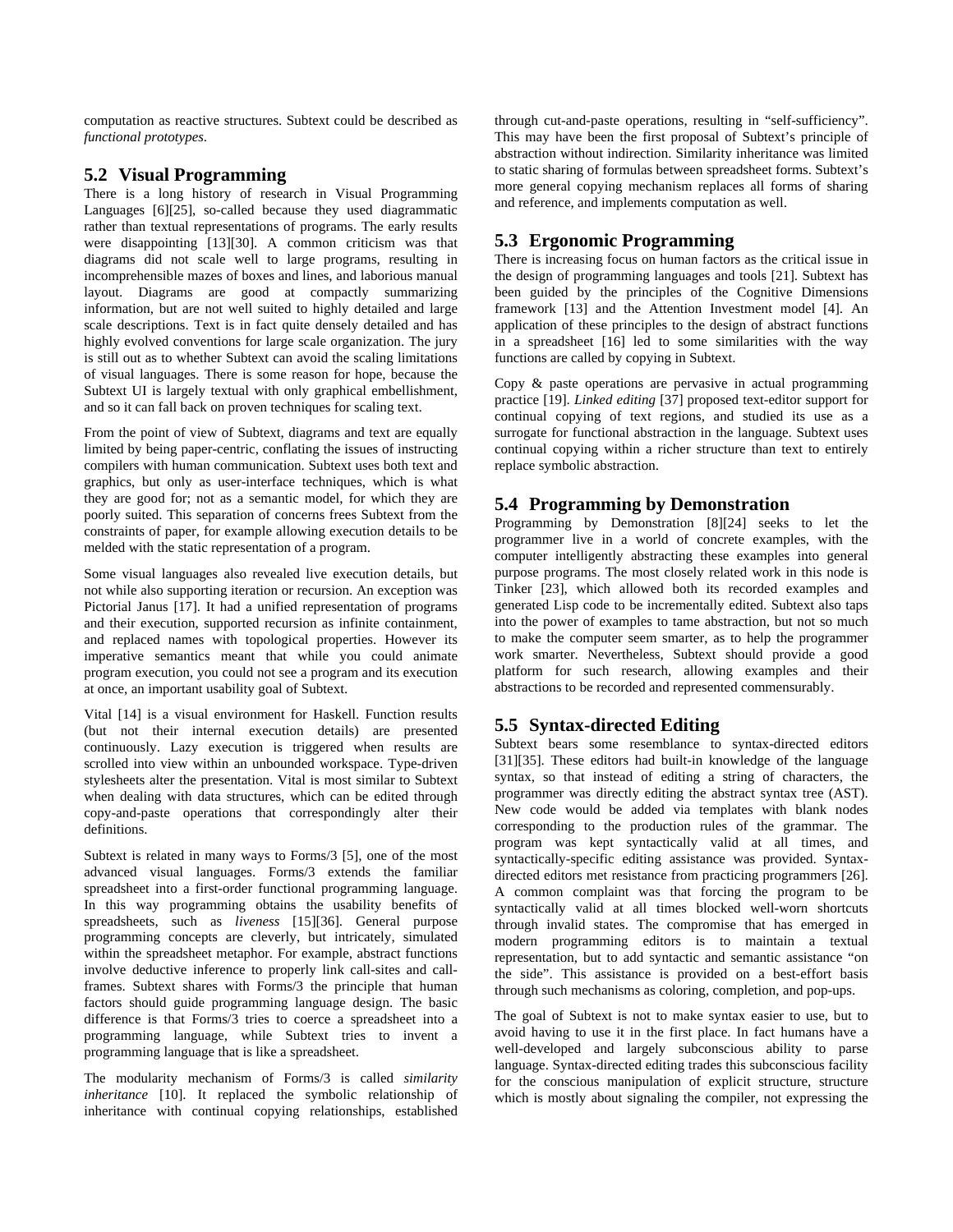computation as reactive structures. Subtext could be described as *functional prototypes*.

## 5.2 Visual Programming

There is a long history of research in Visual Programming Languages [6][25], so-called because they used diagrammatic rather than textual representations of programs. The early results were disappointing [13][30]. A common criticism was that diagrams did not scale well to large programs, resulting in incomprehensible mazes of boxes and lines, and laborious manual layout. Diagrams are good at compactly summarizing information, but are not well suited to highly detailed and large scale descriptions. Text is in fact quite densely detailed and has highly evolved conventions for large scale organization. The jury is still out as to whether Subtext can avoid the scaling limitations of visual languages. There is some reason for hope, because the Subtext UI is largely textual with only graphical embellishment, and so it can fall back on proven techniques for scaling text.

From the point of view of Subtext, diagrams and text are equally limited by being paper-centric, conflating the issues of instructing compilers with human communication. Subtext uses both text and graphics, but only as user-interface techniques, which is what they are good for; not as a semantic model, for which they are poorly suited. This separation of concerns frees Subtext from the constraints of paper, for example allowing execution details to be melded with the static representation of a program.

Some visual languages also revealed live execution details, but not while also supporting iteration or recursion. An exception was Pictorial Janus [17]. It had a unified representation of programs and their execution, supported recursion as infinite containment, and replaced names with topological properties. However its imperative semantics meant that while you could animate program execution, you could not see a program and its execution at once, an important usability goal of Subtext.

Vital [14] is a visual environment for Haskell. Function results (but not their internal execution details) are presented continuously. Lazy execution is triggered when results are scrolled into view within an unbounded workspace. Type-driven stylesheets alter the presentation. Vital is most similar to Subtext when dealing with data structures, which can be edited through copy-and-paste operations that correspondingly alter their definitions.

Subtext is related in many ways to Forms/3 [5], one of the most advanced visual languages. Forms/3 extends the familiar spreadsheet into a first-order functional programming language. In this way programming obtains the usability benefits of spreadsheets, such as *liveness* [15][36]. General purpose programming concepts are cleverly, but intricately, simulated within the spreadsheet metaphor. For example, abstract functions involve deductive inference to properly link call-sites and call-frames. Subtext shares with Forms/3 the principle that human factors should guide programming language design. The basic difference is that Forms/3 tries to coerce a spreadsheet into a programming language, while Subtext tries to invent a programming language that is like a spreadsheet.

The modularity mechanism of Forms/3 is called *similarity inheritance* [10]. It replaced the symbolic relationship of inheritance with continual copying relationships, established through cut-and-paste operations, resulting in "self-sufficiency". This may have been the first proposal of Subtext's principle of abstraction without indirection. Similarity inheritance was limited to static sharing of formulas between spreadsheet forms. Subtext's more general copying mechanism replaces all forms of sharing and reference, and implements computation as well.

## 5.3 Ergonomic Programming

There is increasing focus on human factors as the critical issue in the design of programming languages and tools [21]. Subtext has been guided by the principles of the Cognitive Dimensions framework [13] and the Attention Investment model [4]. An application of these principles to the design of abstract functions in a spreadsheet [16] led to some similarities with the way functions are called by copying in Subtext.

Copy & paste operations are pervasive in actual programming practice [19]. *Linked editing* [37] proposed text-editor support for continual copying of text regions, and studied its use as a surrogate for functional abstraction in the language. Subtext uses continual copying within a richer structure than text to entirely replace symbolic abstraction.

## 5.4 Programming by Demonstration

Programming by Demonstration [8][24] seeks to let the programmer live in a world of concrete examples, with the computer intelligently abstracting these examples into general purpose programs. The most closely related work in this node is Tinker [23], which allowed both its recorded examples and generated Lisp code to be incrementally edited. Subtext also taps into the power of examples to tame abstraction, but not so much to make the computer seem smarter, as to help the programmer work smarter. Nevertheless, Subtext should provide a good platform for such research, allowing examples and their abstractions to be recorded and represented commensurably.

## 5.5 Syntax-directed Editing

Subtext bears some resemblance to syntax-directed editors [31][35]. These editors had built-in knowledge of the language syntax, so that instead of editing a string of characters, the programmer was directly editing the abstract syntax tree (AST). New code would be added via templates with blank nodes corresponding to the production rules of the grammar. The program was kept syntactically valid at all times, and syntactically-specific editing assistance was provided. Syntax-directed editors met resistance from practicing programmers [26]. A common complaint was that forcing the program to be syntactically valid at all times blocked well-worn shortcuts through invalid states. The compromise that has emerged in modern programming editors is to maintain a textual representation, but to add syntactic and semantic assistance "on the side". This assistance is provided on a best-effort basis through such mechanisms as coloring, completion, and pop-ups.

The goal of Subtext is not to make syntax easier to use, but to avoid having to use it in the first place. In fact humans have a well-developed and largely subconscious ability to parse language. Syntax-directed editing trades this subconscious facility for the conscious manipulation of explicit structure, structure which is mostly about signaling the compiler, not expressing the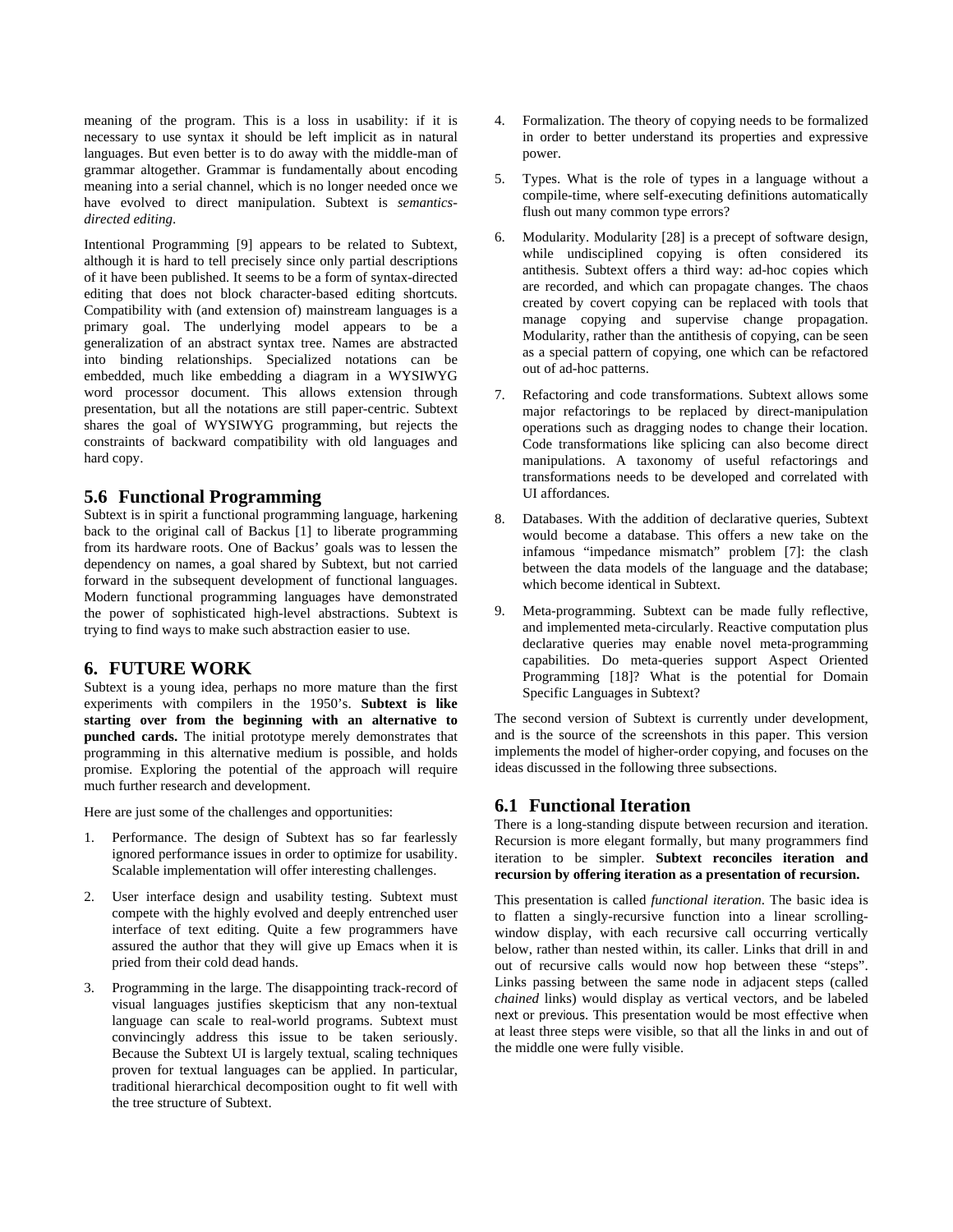meaning of the program. This is a loss in usability: if it is necessary to use syntax it should be left implicit as in natural languages. But even better is to do away with the middle-man of grammar altogether. Grammar is fundamentally about encoding meaning into a serial channel, which is no longer needed once we have evolved to direct manipulation. Subtext is *semantics-directed editing*.

Intentional Programming [9] appears to be related to Subtext, although it is hard to tell precisely since only partial descriptions of it have been published. It seems to be a form of syntax-directed editing that does not block character-based editing shortcuts. Compatibility with (and extension of) mainstream languages is a primary goal. The underlying model appears to be a generalization of an abstract syntax tree. Names are abstracted into binding relationships. Specialized notations can be embedded, much like embedding a diagram in a WYSIWYG word processor document. This allows extension through presentation, but all the notations are still paper-centric. Subtext shares the goal of WYSIWYG programming, but rejects the constraints of backward compatibility with old languages and hard copy.

### 5.6 Functional Programming

Subtext is in spirit a functional programming language, harkening back to the original call of Backus [1] to liberate programming from its hardware roots. One of Backus' goals was to lessen the dependency on names, a goal shared by Subtext, but not carried forward in the subsequent development of functional languages. Modern functional programming languages have demonstrated the power of sophisticated high-level abstractions. Subtext is trying to find ways to make such abstraction easier to use.

## 6. FUTURE WORK

Subtext is a young idea, perhaps no more mature than the first experiments with compilers in the 1950's. **Subtext is like starting over from the beginning with an alternative to punched cards.** The initial prototype merely demonstrates that programming in this alternative medium is possible, and holds promise. Exploring the potential of the approach will require much further research and development.

Here are just some of the challenges and opportunities:

1. Performance. The design of Subtext has so far fearlessly ignored performance issues in order to optimize for usability. Scalable implementation will offer interesting challenges.

2. User interface design and usability testing. Subtext must compete with the highly evolved and deeply entrenched user interface of text editing. Quite a few programmers have assured the author that they will give up Emacs when it is pried from their cold dead hands.

3. Programming in the large. The disappointing track-record of visual languages justifies skepticism that any non-textual language can scale to real-world programs. Subtext must convincingly address this issue to be taken seriously. Because the Subtext UI is largely textual, scaling techniques proven for textual languages can be applied. In particular, traditional hierarchical decomposition ought to fit well with the tree structure of Subtext.

4. Formalization. The theory of copying needs to be formalized in order to better understand its properties and expressive power.

5. Types. What is the role of types in a language without a compile-time, where self-executing definitions automatically flush out many common type errors?

6. Modularity. Modularity [28] is a precept of software design, while undisciplined copying is often considered its antithesis. Subtext offers a third way: ad-hoc copies which are recorded, and which can propagate changes. The chaos created by covert copying can be replaced with tools that manage copying and supervise change propagation. Modularity, rather than the antithesis of copying, can be seen as a special pattern of copying, one which can be refactored out of ad-hoc patterns.

7. Refactoring and code transformations. Subtext allows some major refactorings to be replaced by direct-manipulation operations such as dragging nodes to change their location. Code transformations like splicing can also become direct manipulations. A taxonomy of useful refactorings and transformations needs to be developed and correlated with UI affordances.

8. Databases. With the addition of declarative queries, Subtext would become a database. This offers a new take on the infamous "impedance mismatch" problem [7]: the clash between the data models of the language and the database; which become identical in Subtext.

9. Meta-programming. Subtext can be made fully reflective, and implemented meta-circularly. Reactive computation plus declarative queries may enable novel meta-programming capabilities. Do meta-queries support Aspect Oriented Programming [18]? What is the potential for Domain Specific Languages in Subtext?

The second version of Subtext is currently under development, and is the source of the screenshots in this paper. This version implements the model of higher-order copying, and focuses on the ideas discussed in the following three subsections.

### 6.1 Functional Iteration

There is a long-standing dispute between recursion and iteration. Recursion is more elegant formally, but many programmers find iteration to be simpler. **Subtext reconciles iteration and recursion by offering iteration as a presentation of recursion.**

This presentation is called *functional iteration*. The basic idea is to flatten a singly-recursive function into a linear scrolling-window display, with each recursive call occurring vertically below, rather than nested within, its caller. Links that drill in and out of recursive calls would now hop between these "steps". Links passing between the same node in adjacent steps (called *chained* links) would display as vertical vectors, and be labeled `next` or `previous`. This presentation would be most effective when at least three steps were visible, so that all the links in and out of the middle one were fully visible.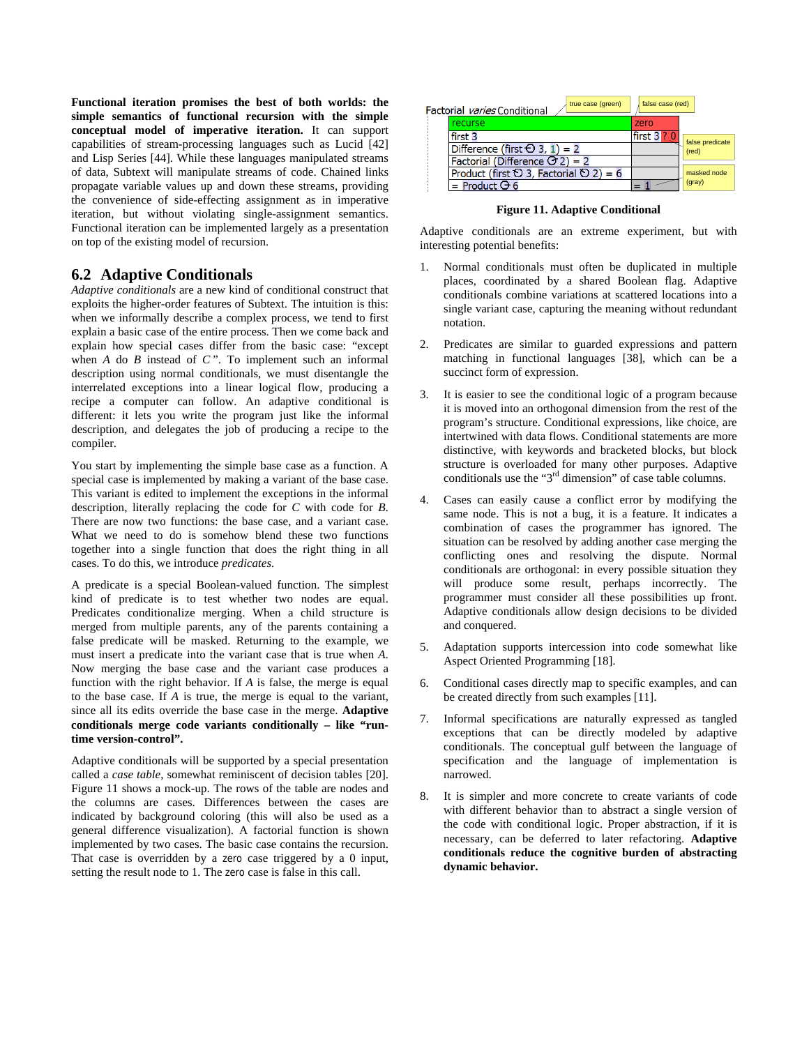**Functional iteration promises the best of both worlds: the simple semantics of functional recursion with the simple conceptual model of imperative iteration.** It can support capabilities of stream-processing languages such as Lucid [42] and Lisp Series [44]. While these languages manipulated streams of data, Subtext will manipulate streams of code. Chained links propagate variable values up and down these streams, providing the convenience of side-effecting assignment as in imperative iteration, but without violating single-assignment semantics. Functional iteration can be implemented largely as a presentation on top of the existing model of recursion.

## 6.2 Adaptive Conditionals

*Adaptive conditionals* are a new kind of conditional construct that exploits the higher-order features of Subtext. The intuition is this: when we informally describe a complex process, we tend to first explain a basic case of the entire process. Then we come back and explain how special cases differ from the basic case: "except when *A* do *B* instead of *C*". To implement such an informal description using normal conditionals, we must disentangle the interrelated exceptions into a linear logical flow, producing a recipe a computer can follow. An adaptive conditional is different: it lets you write the program just like the informal description, and delegates the job of producing a recipe to the compiler.

You start by implementing the simple base case as a function. A special case is implemented by making a variant of the base case. This variant is edited to implement the exceptions in the informal description, literally replacing the code for *C* with code for *B*. There are now two functions: the base case, and a variant case. What we need to do is somehow blend these two functions together into a single function that does the right thing in all cases. To do this, we introduce *predicates*.

A predicate is a special Boolean-valued function. The simplest kind of predicate is to test whether two nodes are equal. Predicates conditionalize merging. When a child structure is merged from multiple parents, any of the parents containing a false predicate will be masked. Returning to the example, we must insert a predicate into the variant case that is true when *A*. Now merging the base case and the variant case produces a function with the right behavior. If *A* is false, the merge is equal to the base case. If *A* is true, the merge is equal to the variant, since all its edits override the base case in the merge. **Adaptive conditionals merge code variants conditionally – like "run-time version-control".**

Adaptive conditionals will be supported by a special presentation called a *case table*, somewhat reminiscent of decision tables [20]. Figure 11 shows a mock-up. The rows of the table are nodes and the columns are cases. Differences between the cases are indicated by background coloring (this will also be used as a general difference visualization). A factorial function is shown implemented by two cases. The basic case contains the recursion. That case is overridden by a zero case triggered by a 0 input, setting the result node to 1. The zero case is false in this call.

Factorial *varies* Conditional

true case (green) | false case (red) | false predicate (red) | masked node (gray)

| recurse | zero |
|---|---|
| first 3 | first 3 ? 0 |
| Difference (first ⊖ 3, 1) = 2 | |
| Factorial (Difference ⊖ 2) = 2 | |
| Product (first ⊖ 3, Factorial ⊖ 2) = 6 | |
| = Product ⊖ 6 | = 1 |

**Figure 11. Adaptive Conditional**

Adaptive conditionals are an extreme experiment, but with interesting potential benefits:

1. Normal conditionals must often be duplicated in multiple places, coordinated by a shared Boolean flag. Adaptive conditionals combine variations at scattered locations into a single variant case, capturing the meaning without redundant notation.

2. Predicates are similar to guarded expressions and pattern matching in functional languages [38], which can be a succinct form of expression.

3. It is easier to see the conditional logic of a program because it is moved into an orthogonal dimension from the rest of the program's structure. Conditional expressions, like choice, are intertwined with data flows. Conditional statements are more distinctive, with keywords and bracketed blocks, but block structure is overloaded for many other purposes. Adaptive conditionals use the "3rd dimension" of case table columns.

4. Cases can easily cause a conflict error by modifying the same node. This is not a bug, it is a feature. It indicates a combination of cases the programmer has ignored. The situation can be resolved by adding another case merging the conflicting ones and resolving the dispute. Normal conditionals are orthogonal: in every possible situation they will produce some result, perhaps incorrectly. The programmer must consider all these possibilities up front. Adaptive conditionals allow design decisions to be divided and conquered.

5. Adaptation supports intercession into code somewhat like Aspect Oriented Programming [18].

6. Conditional cases directly map to specific examples, and can be created directly from such examples [11].

7. Informal specifications are naturally expressed as tangled exceptions that can be directly modeled by adaptive conditionals. The conceptual gulf between the language of specification and the language of implementation is narrowed.

8. It is simpler and more concrete to create variants of code with different behavior than to abstract a single version of the code with conditional logic. Proper abstraction, if it is necessary, can be deferred to later refactoring. **Adaptive conditionals reduce the cognitive burden of abstracting dynamic behavior.**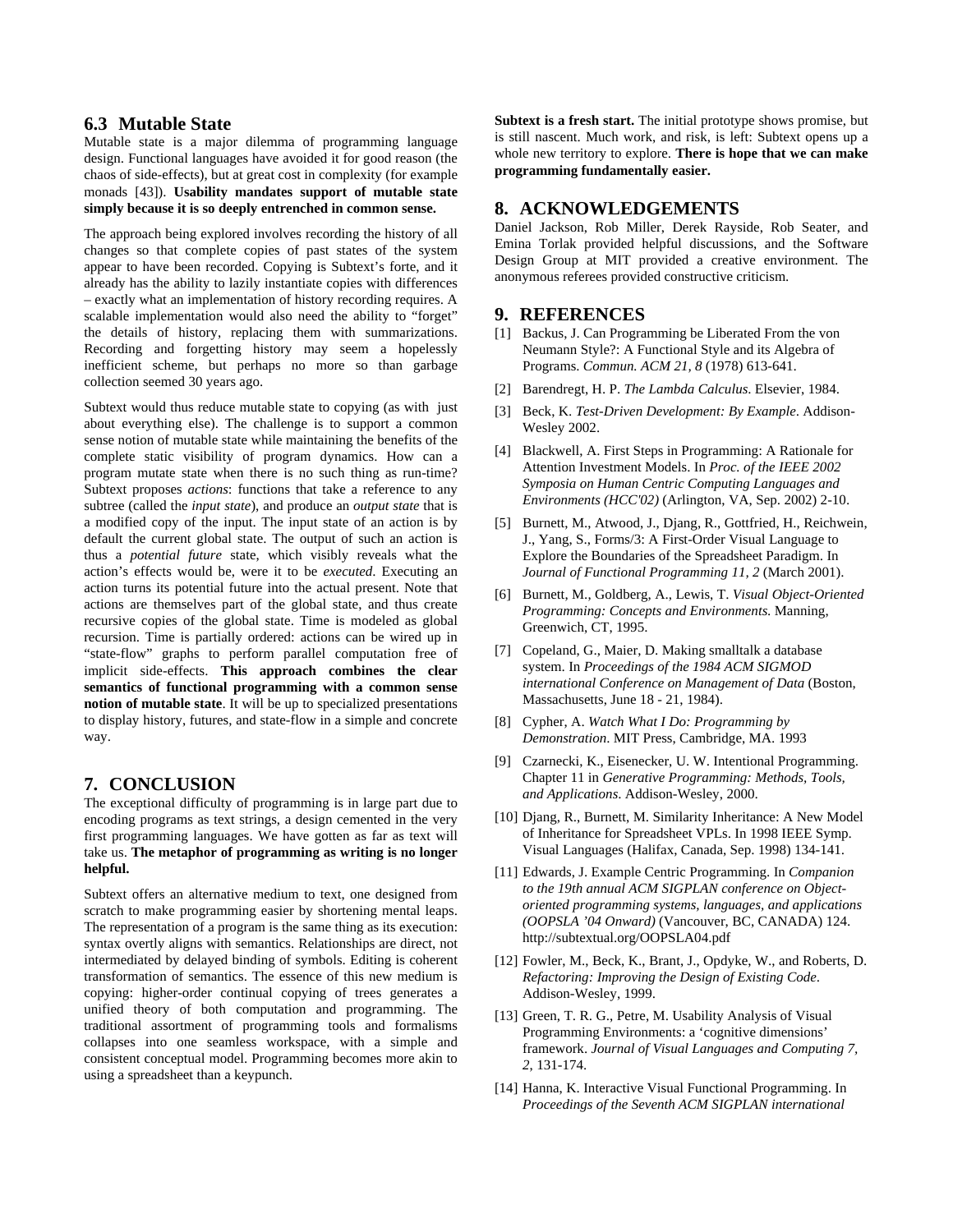## 6.3 Mutable State

Mutable state is a major dilemma of programming language design. Functional languages have avoided it for good reason (the chaos of side-effects), but at great cost in complexity (for example monads [43]). **Usability mandates support of mutable state simply because it is so deeply entrenched in common sense.**

The approach being explored involves recording the history of all changes so that complete copies of past states of the system appear to have been recorded. Copying is Subtext's forte, and it already has the ability to lazily instantiate copies with differences – exactly what an implementation of history recording requires. A scalable implementation would also need the ability to "forget" the details of history, replacing them with summarizations. Recording and forgetting history may seem a hopelessly inefficient scheme, but perhaps no more so than garbage collection seemed 30 years ago.

Subtext would thus reduce mutable state to copying (as with just about everything else). The challenge is to support a common sense notion of mutable state while maintaining the benefits of the complete static visibility of program dynamics. How can a program mutate state when there is no such thing as run-time? Subtext proposes *actions*: functions that take a reference to any subtree (called the *input state*), and produce an *output state* that is a modified copy of the input. The input state of an action is by default the current global state. The output of such an action is thus a *potential future* state, which visibly reveals what the action's effects would be, were it to be *executed*. Executing an action turns its potential future into the actual present. Note that actions are themselves part of the global state, and thus create recursive copies of the global state. Time is modeled as global recursion. Time is partially ordered: actions can be wired up in "state-flow" graphs to perform parallel computation free of implicit side-effects. **This approach combines the clear semantics of functional programming with a common sense notion of mutable state**. It will be up to specialized presentations to display history, futures, and state-flow in a simple and concrete way.

# 7. CONCLUSION

The exceptional difficulty of programming is in large part due to encoding programs as text strings, a design cemented in the very first programming languages. We have gotten as far as text will take us. **The metaphor of programming as writing is no longer helpful.**

Subtext offers an alternative medium to text, one designed from scratch to make programming easier by shortening mental leaps. The representation of a program is the same thing as its execution: syntax overtly aligns with semantics. Relationships are direct, not intermediated by delayed binding of symbols. Editing is coherent transformation of semantics. The essence of this new medium is copying: higher-order continual copying of trees generates a unified theory of both computation and programming. The traditional assortment of programming tools and formalisms collapses into one seamless workspace, with a simple and consistent conceptual model. Programming becomes more akin to using a spreadsheet than a keypunch.

**Subtext is a fresh start.** The initial prototype shows promise, but is still nascent. Much work, and risk, is left: Subtext opens up a whole new territory to explore. **There is hope that we can make programming fundamentally easier.**

# 8. ACKNOWLEDGEMENTS

Daniel Jackson, Rob Miller, Derek Rayside, Rob Seater, and Emina Torlak provided helpful discussions, and the Software Design Group at MIT provided a creative environment. The anonymous referees provided constructive criticism.

# 9. REFERENCES

[1] Backus, J. Can Programming be Liberated From the von Neumann Style?: A Functional Style and its Algebra of Programs. *Commun. ACM 21, 8* (1978) 613-641.

[2] Barendregt, H. P. *The Lambda Calculus*. Elsevier, 1984.

[3] Beck, K. *Test-Driven Development: By Example*. Addison-Wesley 2002.

[4] Blackwell, A. First Steps in Programming: A Rationale for Attention Investment Models. In *Proc. of the IEEE 2002 Symposia on Human Centric Computing Languages and Environments (HCC'02)* (Arlington, VA, Sep. 2002) 2-10.

[5] Burnett, M., Atwood, J., Djang, R., Gottfried, H., Reichwein, J., Yang, S., Forms/3: A First-Order Visual Language to Explore the Boundaries of the Spreadsheet Paradigm. In *Journal of Functional Programming 11, 2* (March 2001).

[6] Burnett, M., Goldberg, A., Lewis, T. *Visual Object-Oriented Programming: Concepts and Environments.* Manning, Greenwich, CT, 1995.

[7] Copeland, G., Maier, D. Making smalltalk a database system. In *Proceedings of the 1984 ACM SIGMOD international Conference on Management of Data* (Boston, Massachusetts, June 18 - 21, 1984).

[8] Cypher, A. *Watch What I Do: Programming by Demonstration*. MIT Press, Cambridge, MA. 1993

[9] Czarnecki, K., Eisenecker, U. W. Intentional Programming. Chapter 11 in *Generative Programming: Methods, Tools, and Applications*. Addison-Wesley, 2000.

[10] Djang, R., Burnett, M. Similarity Inheritance: A New Model of Inheritance for Spreadsheet VPLs. In 1998 IEEE Symp. Visual Languages (Halifax, Canada, Sep. 1998) 134-141.

[11] Edwards, J. Example Centric Programming. In *Companion to the 19th annual ACM SIGPLAN conference on Object-oriented programming systems, languages, and applications (OOPSLA '04 Onward)* (Vancouver, BC, CANADA) 124. http://subtextual.org/OOPSLA04.pdf

[12] Fowler, M., Beck, K., Brant, J., Opdyke, W., and Roberts, D. *Refactoring: Improving the Design of Existing Code*. Addison-Wesley, 1999.

[13] Green, T. R. G., Petre, M. Usability Analysis of Visual Programming Environments: a 'cognitive dimensions' framework. *Journal of Visual Languages and Computing 7, 2*, 131-174.

[14] Hanna, K. Interactive Visual Functional Programming. In *Proceedings of the Seventh ACM SIGPLAN international*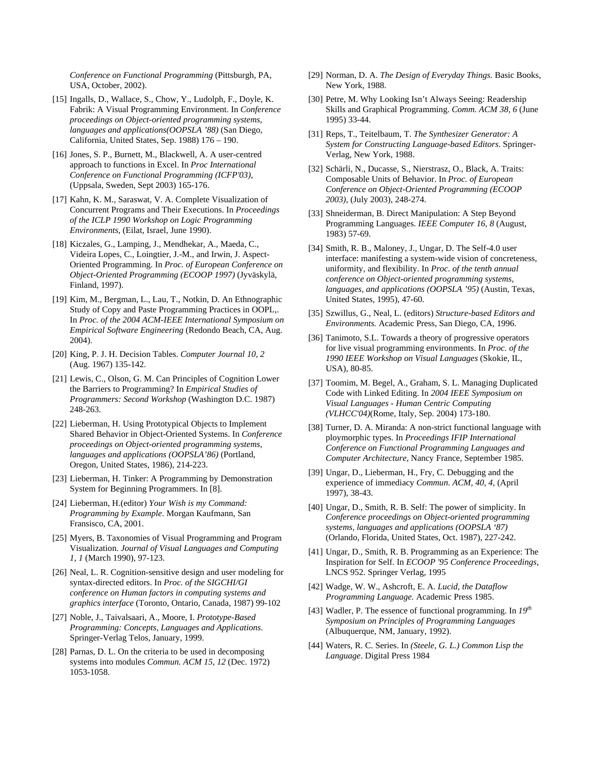*Conference on Functional Programming* (Pittsburgh, PA, USA, October, 2002).

[15] Ingalls, D., Wallace, S., Chow, Y., Ludolph, F., Doyle, K. Fabrik: A Visual Programming Environment. In *Conference proceedings on Object-oriented programming systems, languages and applications(OOPSLA '88)* (San Diego, California, United States, Sep. 1988) 176 – 190.

[16] Jones, S. P., Burnett, M., Blackwell, A. A user-centred approach to functions in Excel. In *Proc International Conference on Functional Programming (ICFP'03)*, (Uppsala, Sweden, Sept 2003) 165-176.

[17] Kahn, K. M., Saraswat, V. A. Complete Visualization of Concurrent Programs and Their Executions. In *Proceedings of the ICLP 1990 Workshop on Logic Programming Environments*, (Eilat, Israel, June 1990).

[18] Kiczales, G., Lamping, J., Mendhekar, A., Maeda, C., Videira Lopes, C., Loingtier, J.-M., and Irwin, J. Aspect-Oriented Programming. In *Proc. of European Conference on Object-Oriented Programming (ECOOP 1997)* (Jyväskylä, Finland, 1997).

[19] Kim, M., Bergman, L., Lau, T., Notkin, D. An Ethnographic Study of Copy and Paste Programming Practices in OOPL,. In *Proc. of the 2004 ACM-IEEE International Symposium on Empirical Software Engineering* (Redondo Beach, CA, Aug. 2004).

[20] King, P. J. H. Decision Tables. *Computer Journal 10, 2* (Aug. 1967) 135-142.

[21] Lewis, C., Olson, G. M. Can Principles of Cognition Lower the Barriers to Programming? In *Empirical Studies of Programmers: Second Workshop* (Washington D.C. 1987) 248-263.

[22] Lieberman, H. Using Prototypical Objects to Implement Shared Behavior in Object-Oriented Systems. In *Conference proceedings on Object-oriented programming systems, languages and applications (OOPSLA'86)* (Portland, Oregon, United States, 1986), 214-223.

[23] Lieberman, H. Tinker: A Programming by Demonstration System for Beginning Programmers. In [8].

[24] Lieberman, H.(editor) *Your Wish is my Command: Programming by Example*. Morgan Kaufmann, San Fransisco, CA, 2001.

[25] Myers, B. Taxonomies of Visual Programming and Program Visualization. *Journal of Visual Languages and Computing 1, 1* (March 1990), 97-123.

[26] Neal, L. R. Cognition-sensitive design and user modeling for syntax-directed editors. In *Proc. of the SIGCHI/GI conference on Human factors in computing systems and graphics interface* (Toronto, Ontario, Canada, 1987) 99-102

[27] Noble, J., Taivalsaari, A., Moore, I. *Prototype-Based Programming: Concepts, Languages and Applications.* Springer-Verlag Telos, January, 1999.

[28] Parnas, D. L. On the criteria to be used in decomposing systems into modules *Commun. ACM 15, 12* (Dec. 1972) 1053-1058.

[29] Norman, D. A. *The Design of Everyday Things.* Basic Books, New York, 1988.

[30] Petre, M. Why Looking Isn't Always Seeing: Readership Skills and Graphical Programming. *Comm. ACM 38, 6* (June 1995) 33-44.

[31] Reps, T., Teitelbaum, T. *The Synthesizer Generator: A System for Constructing Language-based Editors*. Springer-Verlag, New York, 1988.

[32] Schärli, N., Ducasse, S., Nierstrasz, O., Black, A. Traits: Composable Units of Behavior. In *Proc. of European Conference on Object-Oriented Programming (ECOOP 2003)*, (July 2003), 248-274.

[33] Shneiderman, B. Direct Manipulation: A Step Beyond Programming Languages. *IEEE Computer 16, 8* (August, 1983) 57-69.

[34] Smith, R. B., Maloney, J., Ungar, D. The Self-4.0 user interface: manifesting a system-wide vision of concreteness, uniformity, and flexibility. In *Proc. of the tenth annual conference on Object-oriented programming systems, languages, and applications (OOPSLA '95)* (Austin, Texas, United States, 1995), 47-60.

[35] Szwillus, G., Neal, L. (editors) *Structure-based Editors and Environments.* Academic Press, San Diego, CA, 1996.

[36] Tanimoto, S.L. Towards a theory of progressive operators for live visual programming environments. In *Proc. of the 1990 IEEE Workshop on Visual Languages* (Skokie, IL, USA), 80-85.

[37] Toomim, M. Begel, A., Graham, S. L. Managing Duplicated Code with Linked Editing. In *2004 IEEE Symposium on Visual Languages - Human Centric Computing (VLHCC'04)*(Rome, Italy, Sep. 2004) 173-180.

[38] Turner, D. A. Miranda: A non-strict functional language with ploymorphic types. In *Proceedings IFIP International Conference on Functional Programming Languages and Computer Architecture*, Nancy France, September 1985.

[39] Ungar, D., Lieberman, H., Fry, C. Debugging and the experience of immediacy *Commun. ACM, 40, 4,* (April 1997), 38-43.

[40] Ungar, D., Smith, R. B. Self: The power of simplicity. In *Conference proceedings on Object-oriented programming systems, languages and applications (OOPSLA '87)* (Orlando, Florida, United States, Oct. 1987), 227-242.

[41] Ungar, D., Smith, R. B. Programming as an Experience: The Inspiration for Self. In *ECOOP '95 Conference Proceedings*, LNCS 952. Springer Verlag, 1995

[42] Wadge, W. W., Ashcroft, E. A. *Lucid, the Dataflow Programming Language.* Academic Press 1985.

[43] Wadler, P. The essence of functional programming. In *19th Symposium on Principles of Programming Languages* (Albuquerque, NM, January, 1992).

[44] Waters, R. C. Series. In *(Steele, G. L.) Common Lisp the Language*. Digital Press 1984